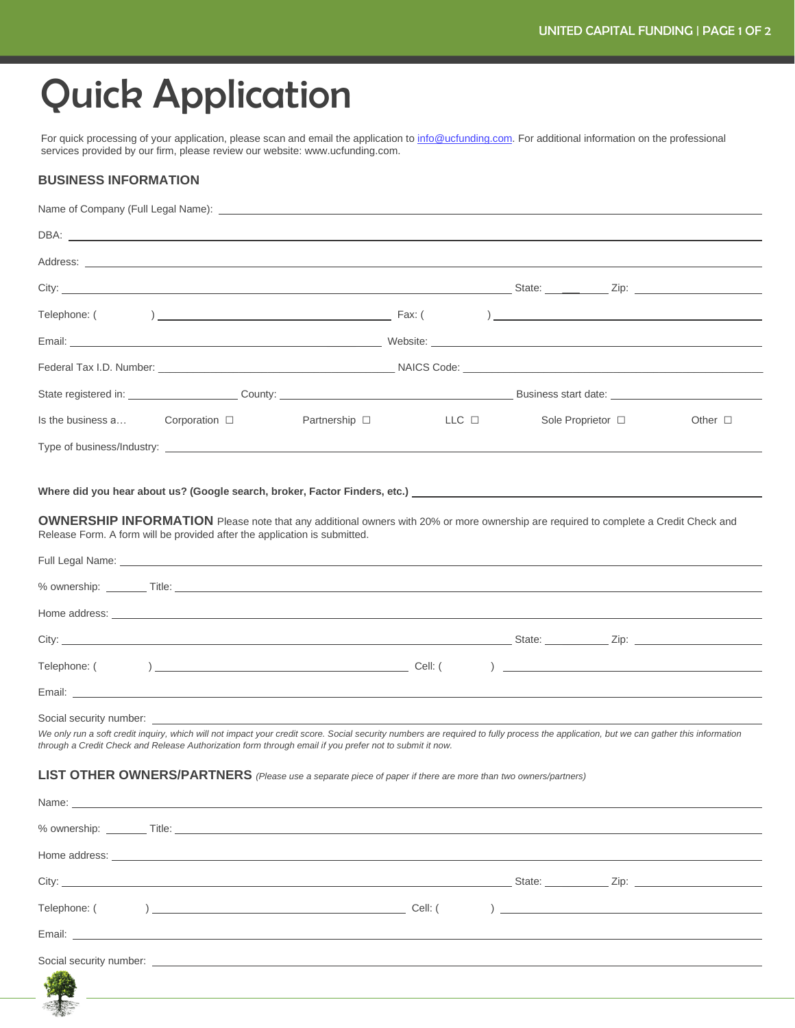# Quick Application

For quick processing of your application, please scan and email the application to info@ucfunding.com. For additional information on the professional services provided by our firm, please review our website: www.ucfunding.com.

## BUSINESS INFORMATION

Name of Company (Full Legal Name): ______________________________

DBA: ______________________________

Address: ______________________________

City: ______________________________ State: __________ Zip: __________

Telephone: (        ) ______________________ Fax: (        ) ______________________

Email: ______________________ Website: ______________________

Federal Tax I.D. Number: ______________________ NAICS Code: ______________________

State registered in: __________ County: __________ Business start date: __________

Is the business a… Corporation ☐ Partnership ☐ LLC ☐ Sole Proprietor ☐ Other ☐

Type of business/Industry: ______________________________

**Where did you hear about us? (Google search, broker, Factor Finders, etc.)** ______________________________

## OWNERSHIP INFORMATION

Please note that any additional owners with 20% or more ownership are required to complete a Credit Check and Release Form. A form will be provided after the application is submitted.

Full Legal Name: ______________________________

% ownership: _______ Title: ______________________________

Home address: ______________________________

City: ______________________________ State: __________ Zip: __________

Telephone: (        ) ______________________ Cell: (        ) ______________________

Email: ______________________________

Social security number: ______________________________

*We only run a soft credit inquiry, which will not impact your credit score. Social security numbers are required to fully process the application, but we can gather this information through a Credit Check and Release Authorization form through email if you prefer not to submit it now.*

## LIST OTHER OWNERS/PARTNERS *(Please use a separate piece of paper if there are more than two owners/partners)*

Name: ______________________________

% ownership: _______ Title: ______________________________

Home address: ______________________________

City: ______________________________ State: __________ Zip: __________

Telephone: (        ) ______________________ Cell: (        ) ______________________

Email: ______________________________

Social security number: ______________________________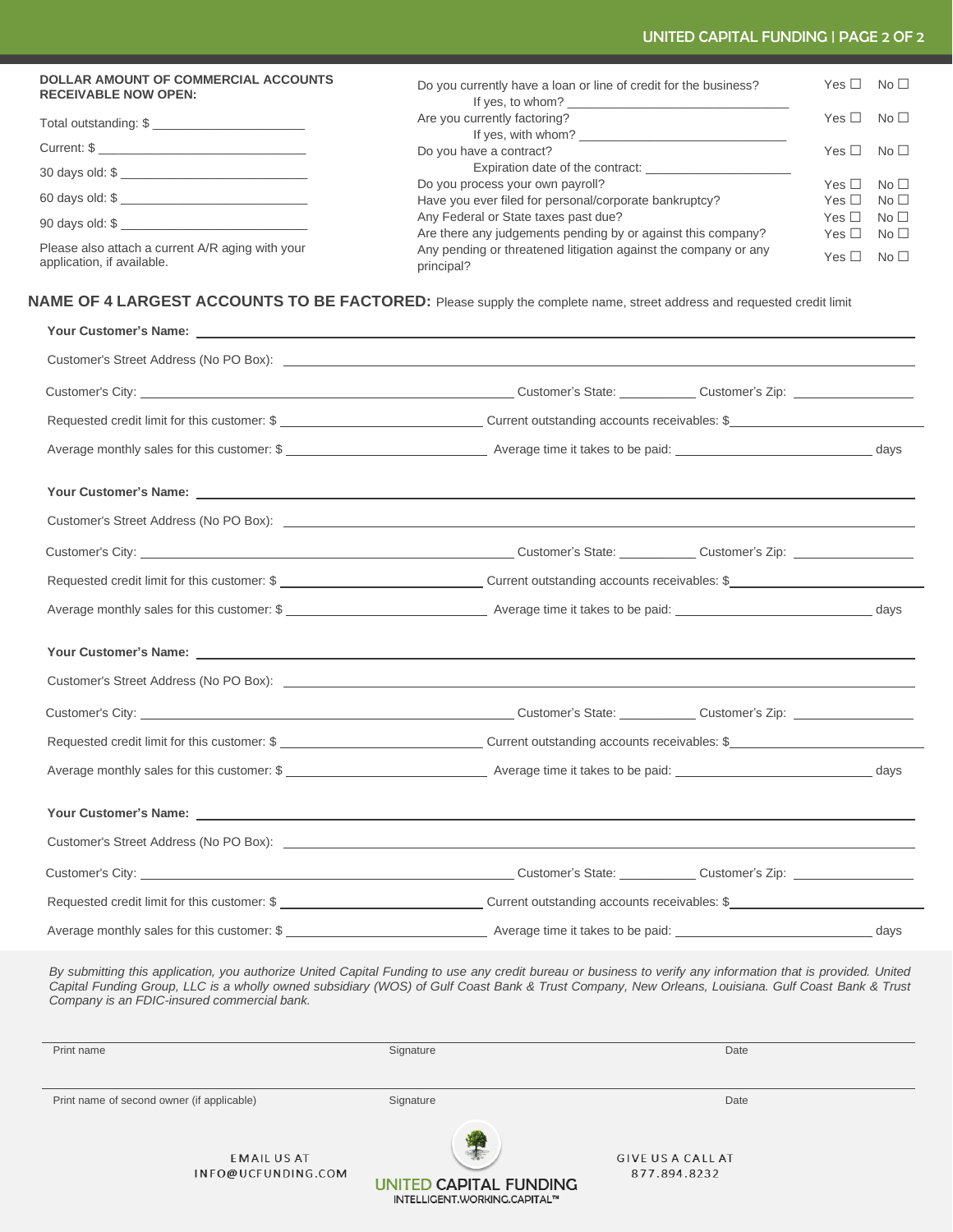**DOLLAR AMOUNT OF COMMERCIAL ACCOUNTS RECEIVABLE NOW OPEN:**

Total outstanding: $ ____________________

Current: $ ____________________

30 days old: $ ____________________

60 days old: $ ____________________

90 days old: $ ____________________

Please also attach a current A/R aging with your application, if available.

Do you currently have a loan or line of credit for the business? Yes ☐ No ☐
If yes, to whom? ____________________

Are you currently factoring? Yes ☐ No ☐
If yes, with whom? ____________________

Do you have a contract? Yes ☐ No ☐
Expiration date of the contract: ____________________

Do you process your own payroll? Yes ☐ No ☐

Have you ever filed for personal/corporate bankruptcy? Yes ☐ No ☐

Any Federal or State taxes past due? Yes ☐ No ☐

Are there any judgements pending by or against this company? Yes ☐ No ☐

Any pending or threatened litigation against the company or any principal? Yes ☐ No ☐

## NAME OF 4 LARGEST ACCOUNTS TO BE FACTORED: Please supply the complete name, street address and requested credit limit

**Your Customer's Name:** ____________________

Customer's Street Address (No PO Box): ____________________

Customer's City: ____________________ Customer's State: __________ Customer's Zip: __________

Requested credit limit for this customer: $ ____________________ Current outstanding accounts receivables: $ ____________________

Average monthly sales for this customer: $ ____________________ Average time it takes to be paid: ____________________ days

**Your Customer's Name:** ____________________

Customer's Street Address (No PO Box): ____________________

Customer's City: ____________________ Customer's State: __________ Customer's Zip: __________

Requested credit limit for this customer: $ ____________________ Current outstanding accounts receivables: $ ____________________

Average monthly sales for this customer: $ ____________________ Average time it takes to be paid: ____________________ days

**Your Customer's Name:** ____________________

Customer's Street Address (No PO Box): ____________________

Customer's City: ____________________ Customer's State: __________ Customer's Zip: __________

Requested credit limit for this customer: $ ____________________ Current outstanding accounts receivables: $ ____________________

Average monthly sales for this customer: $ ____________________ Average time it takes to be paid: ____________________ days

**Your Customer's Name:** ____________________

Customer's Street Address (No PO Box): ____________________

Customer's City: ____________________ Customer's State: __________ Customer's Zip: __________

Requested credit limit for this customer: $ ____________________ Current outstanding accounts receivables: $ ____________________

Average monthly sales for this customer: $ ____________________ Average time it takes to be paid: ____________________ days

*By submitting this application, you authorize United Capital Funding to use any credit bureau or business to verify any information that is provided. United Capital Funding Group, LLC is a wholly owned subsidiary (WOS) of Gulf Coast Bank & Trust Company, New Orleans, Louisiana. Gulf Coast Bank & Trust Company is an FDIC-insured commercial bank.*

____________________ ____________________ ____________________
Print name | Signature | Date

____________________ ____________________ ____________________
Print name of second owner (if applicable) | Signature | Date

EMAIL US AT
INFO@UCFUNDING.COM

UNITED CAPITAL FUNDING
INTELLIGENT.WORKING.CAPITAL™

GIVE US A CALL AT
877.894.8232